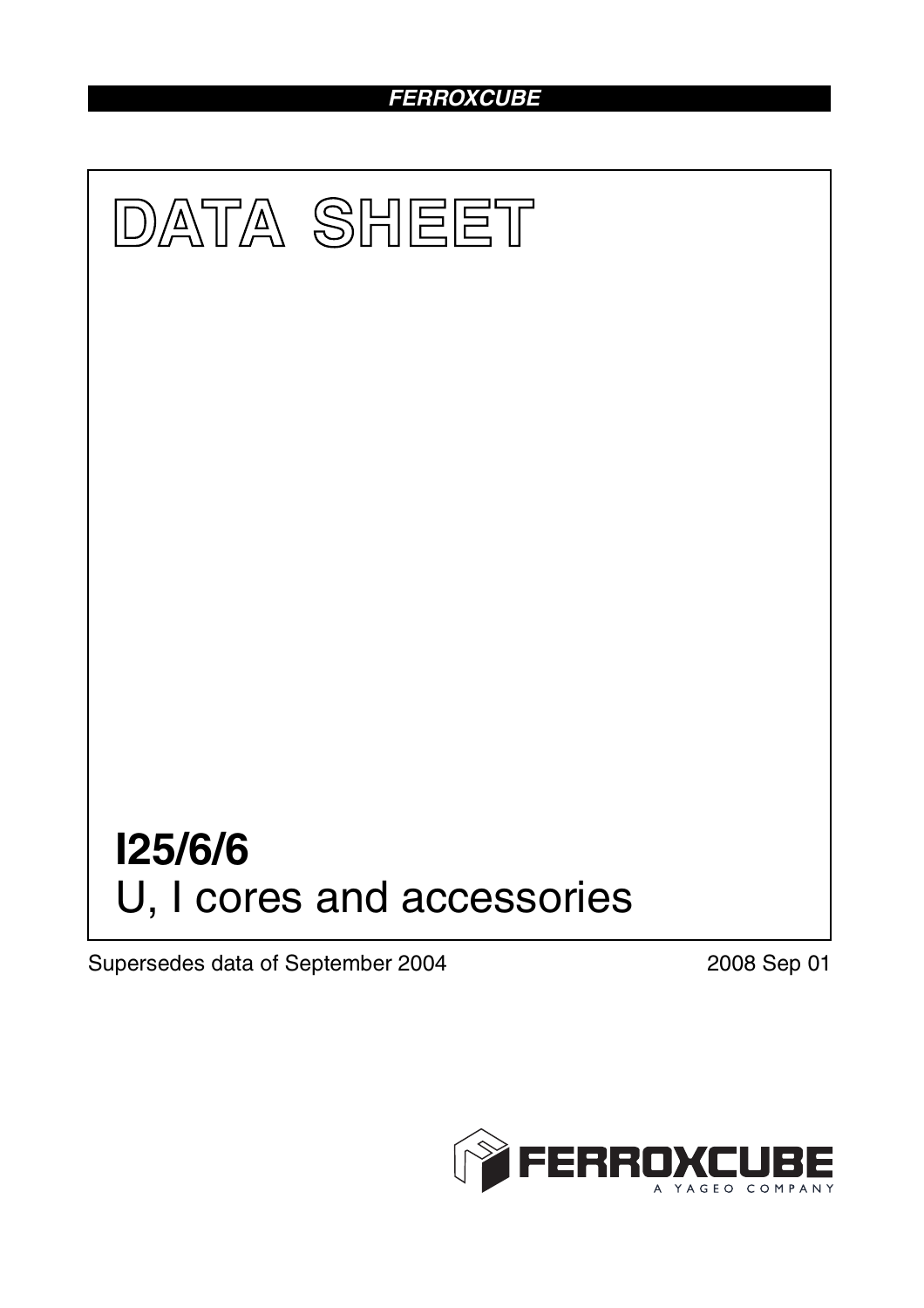# DATA SHEET

# I25/6/6

## U, I cores and accessories

Supersedes data of September 2004

2008 Sep 01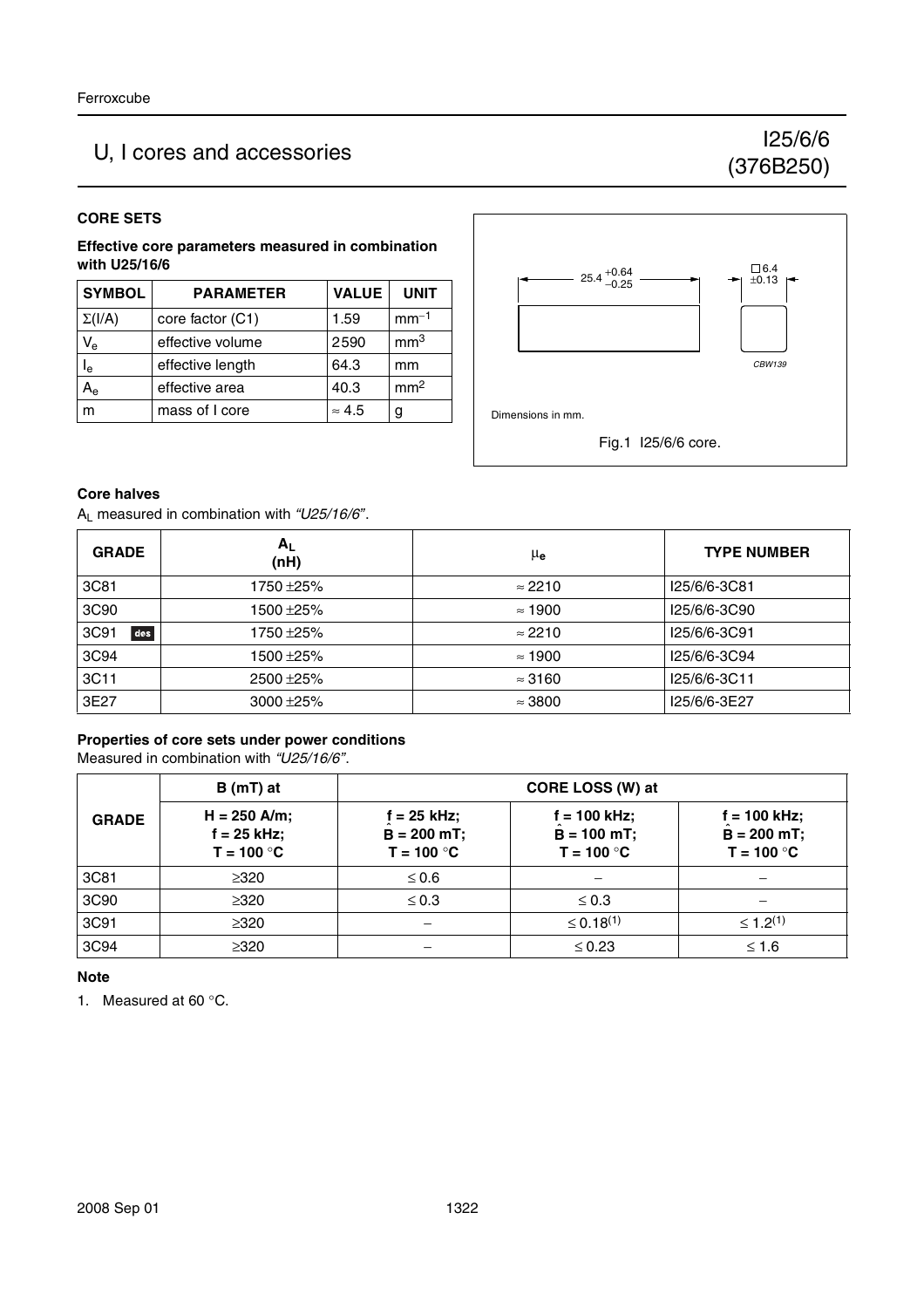# U, I cores and accessories

## I25/6/6 (376B250)

### CORE SETS

**Effective core parameters measured in combination with U25/16/6**

| SYMBOL | PARAMETER | VALUE | UNIT |
|---|---|---|---|
| $\Sigma(I/A)$ | core factor (C1) | 1.59 | $mm^{-1}$ |
| $V_e$ | effective volume | 2590 | $mm^3$ |
| $I_e$ | effective length | 64.3 | mm |
| $A_e$ | effective area | 40.3 | $mm^2$ |
| m | mass of I core | ≈ 4.5 | g |

$25.4^{+0.64}_{-0.25}$

□6.4 ±0.13

CBW139

Dimensions in mm.

Fig.1 I25/6/6 core.

### Core halves

$A_L$ measured in combination with *"U25/16/6"*.

| GRADE | $A_L$ (nH) | $\mu_e$ | TYPE NUMBER |
|---|---|---|---|
| 3C81 | 1750 ±25% | ≈ 2210 | I25/6/6-3C81 |
| 3C90 | 1500 ±25% | ≈ 1900 | I25/6/6-3C90 |
| 3C91 des | 1750 ±25% | ≈ 2210 | I25/6/6-3C91 |
| 3C94 | 1500 ±25% | ≈ 1900 | I25/6/6-3C94 |
| 3C11 | 2500 ±25% | ≈ 3160 | I25/6/6-3C11 |
| 3E27 | 3000 ±25% | ≈ 3800 | I25/6/6-3E27 |

### Properties of core sets under power conditions

Measured in combination with *"U25/16/6"*.

| GRADE | B (mT) at | CORE LOSS (W) at | | |
|---|---|---|---|---|
| | H = 250 A/m; f = 25 kHz; T = 100 °C | f = 25 kHz; $\hat{B}$ = 200 mT; T = 100 °C | f = 100 kHz; $\hat{B}$ = 100 mT; T = 100 °C | f = 100 kHz; $\hat{B}$ = 200 mT; T = 100 °C |
| 3C81 | ≥320 | ≤ 0.6 | − | − |
| 3C90 | ≥320 | ≤ 0.3 | ≤ 0.3 | − |
| 3C91 | ≥320 | − | ≤ 0.18(1) | ≤ 1.2(1) |
| 3C94 | ≥320 | − | ≤ 0.23 | ≤ 1.6 |

**Note**

1. Measured at 60 °C.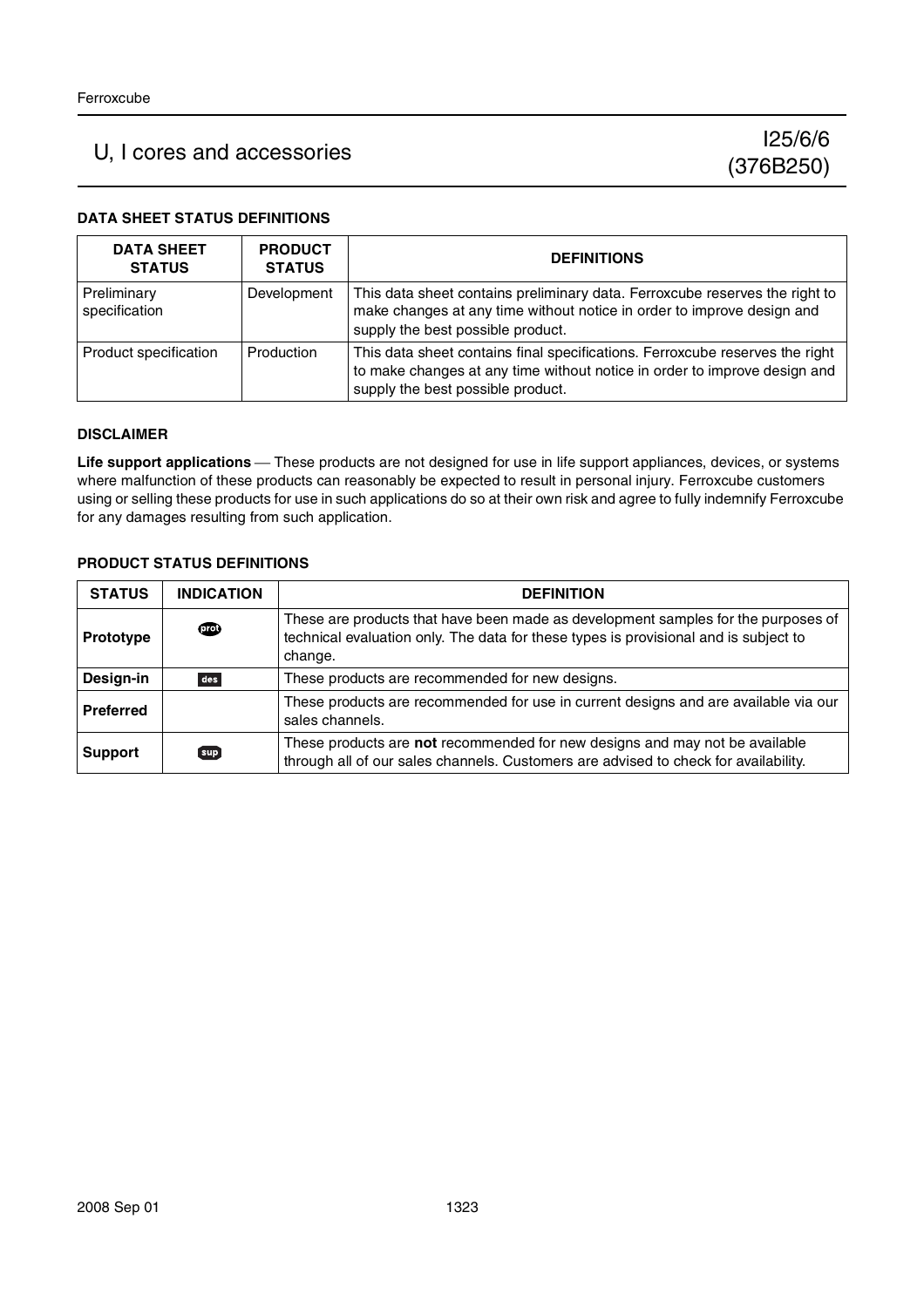## DATA SHEET STATUS DEFINITIONS

| DATA SHEET STATUS | PRODUCT STATUS | DEFINITIONS |
|---|---|---|
| Preliminary specification | Development | This data sheet contains preliminary data. Ferroxcube reserves the right to make changes at any time without notice in order to improve design and supply the best possible product. |
| Product specification | Production | This data sheet contains final specifications. Ferroxcube reserves the right to make changes at any time without notice in order to improve design and supply the best possible product. |

## DISCLAIMER

**Life support applications** — These products are not designed for use in life support appliances, devices, or systems where malfunction of these products can reasonably be expected to result in personal injury. Ferroxcube customers using or selling these products for use in such applications do so at their own risk and agree to fully indemnify Ferroxcube for any damages resulting from such application.

## PRODUCT STATUS DEFINITIONS

| STATUS | INDICATION | DEFINITION |
|---|---|---|
| **Prototype** | prot | These are products that have been made as development samples for the purposes of technical evaluation only. The data for these types is provisional and is subject to change. |
| **Design-in** | des | These products are recommended for new designs. |
| **Preferred** | | These products are recommended for use in current designs and are available via our sales channels. |
| **Support** | sup | These products are **not** recommended for new designs and may not be available through all of our sales channels. Customers are advised to check for availability. |